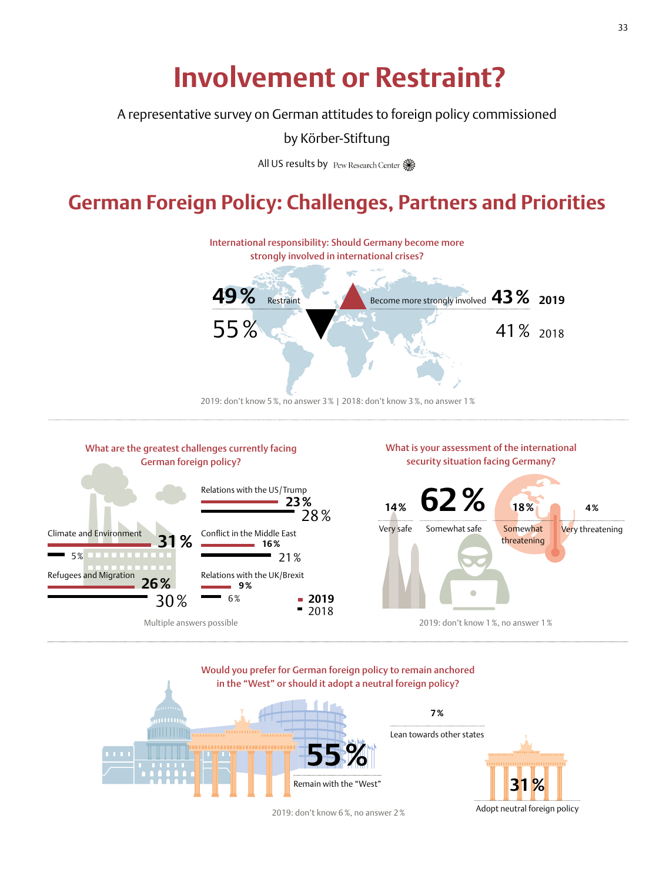# Involvement or Restraint?

A representative survey on German attitudes to foreign policy commissioned

by Körber-Stiftung

All US results by Pew Research Center

## German Foreign Policy: Challenges, Partners and Priorities

International responsibility: Should Germany become more strongly involved in international crises?

49 % Restraint

55 %

Become more strongly involved 43 % 2019

41 % 2018

2019: don't know 5 %, no answer 3 % | 2018: don't know 3 %, no answer 1 %

What are the greatest challenges currently facing German foreign policy?

Relations with the US/Trump
23 %
28 %

Climate and Environment
31 %
5 %

Conflict in the Middle East
16 %
21 %

Refugees and Migration
26 %
30 %

Relations with the UK/Brexit
9 %
6 %

2019
2018

Multiple answers possible

What is your assessment of the international security situation facing Germany?

14 % Very safe

62 % Somewhat safe

18 % Somewhat threatening

4 % Very threatening

2019: don't know 1 %, no answer 1 %

Would you prefer for German foreign policy to remain anchored in the "West" or should it adopt a neutral foreign policy?

55 % Remain with the "West"

7 % Lean towards other states

31 % Adopt neutral foreign policy

2019: don't know 6 %, no answer 2 %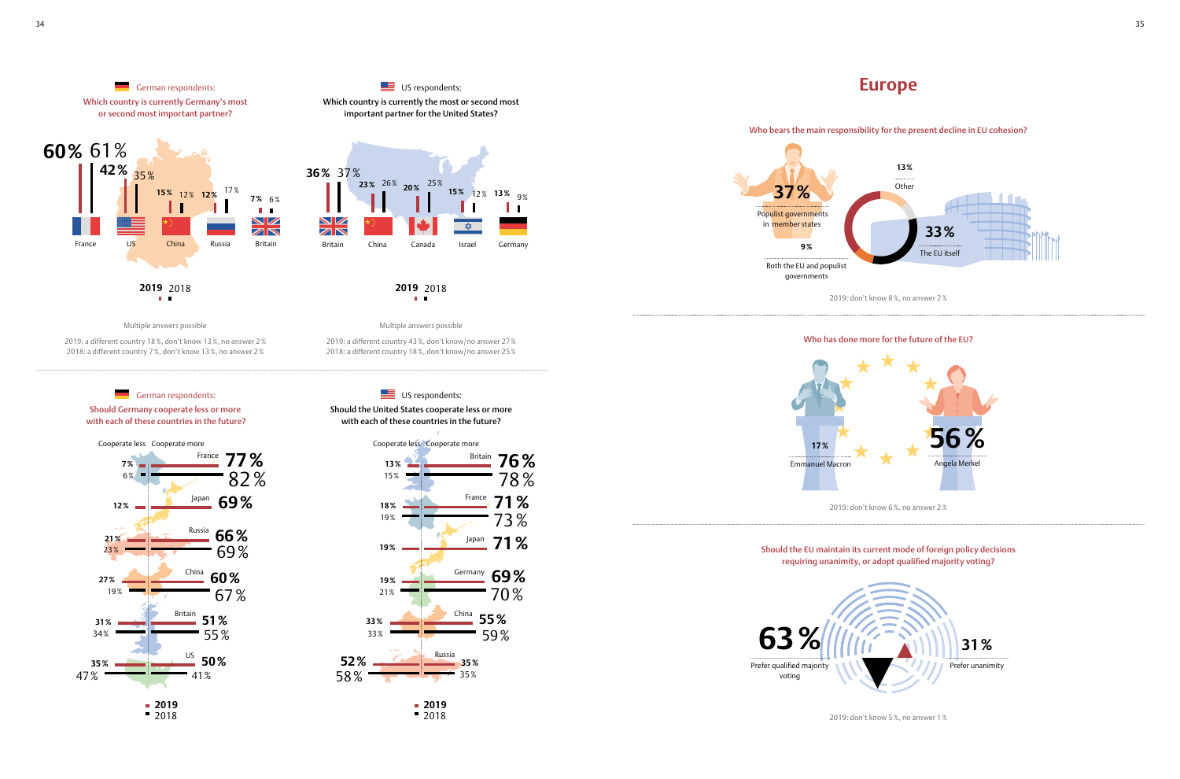German respondents:

Which country is currently Germany's most or second most important partner?

60 % 61 %
France

42 % 35 %
US

15 % 12 %
China

12 % 17 %
Russia

7 % 6 %
Britain

2019 2018

Multiple answers possible

2019: a different country 18 %, don't know 13 %, no answer 2 %
2018: a different country 7 %, don't know 13 %, no answer 2 %

US respondents:

Which country is currently the most or second most important partner for the United States?

36 % 37 %
Britain

23 % 26 %
China

20 % 25 %
Canada

15 % 12 %
Israel

13 % 9 %
Germany

2019 2018

Multiple answers possible

2019: a different country 43 %, don't know/no answer 27 %
2018: a different country 18 %, don't know/no answer 25 %

German respondents:

Should Germany cooperate less or more with each of these countries in the future?

Cooperate less Cooperate more

France 7 % 6 % 77 % 82 %

Japan 12 % 69 %

Russia 21 % 23 % 66 % 69 %

China 27 % 19 % 60 % 67 %

Britain 31 % 34 % 51 % 55 %

US 35 % 47 % 50 % 41 %

2019
2018

US respondents:

Should the United States cooperate less or more with each of these countries in the future?

Cooperate less Cooperate more

Britain 13 % 15 % 76 % 78 %

France 18 % 19 % 71 % 73 %

Japan 19 % 71 %

Germany 19 % 21 % 69 % 70 %

China 33 % 33 % 55 % 59 %

Russia 52 % 58 % 35 % 35 %

2019
2018

## Europe

Who bears the main responsibility for the present decline in EU cohesion?

37 %
Populist governments in member states

13 %
Other

33 %
The EU itself

9 %
Both the EU and populist governments

2019: don't know 8 %, no answer 2 %

Who has done more for the future of the EU?

17 %
Emmanuel Macron

56 %
Angela Merkel

2019: don't know 6 %, no answer 2 %

Should the EU maintain its current mode of foreign policy decisions requiring unanimity, or adopt qualified majority voting?

63 %
Prefer qualified majority voting

31 %
Prefer unanimity

2019: don't know 5 %, no answer 1 %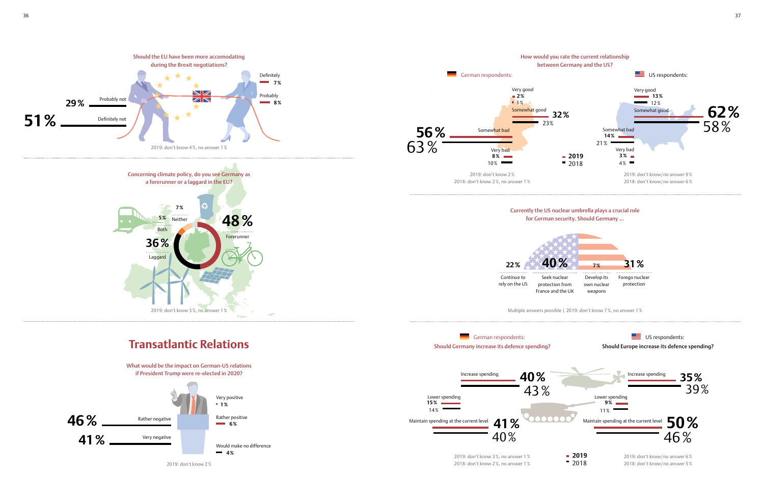Should the EU have been more accomodating during the Brexit negotiations?

29 % Probably not

51 % Definitely not

Definitely 7 %

Probably 8 %

2019: don't know 4 %, no answer 1 %

Concerning climate policy, do you see Germany as a forerunner or a laggard in the EU?

7 % Neither

5 % Both

36 % Laggard

48 % Forerunner

2019: don't know 3 %, no answer 1 %

## Transatlantic Relations

What would be the impact on German-US relations if President Trump were re-elected in 2020?

46 % Rather negative

41 % Very negative

Very positive 1 %

Rather positive 6 %

Would make no difference 4 %

2019: don't know 2 %

How would you rate the current relationship between Germany and the US?

German respondents:

Very good 2 % 1 %

Somewhat good 32 % 23 %

Somewhat bad 56 % 63 %

Very bad 8 % 10 %

2019: don't know 2 %
2018: don't know 2 %, no answer 1 %

US respondents:

Very good 13 % 12 %

Somewhat good 62 % 58 %

Somewhat bad 14 % 21 %

Very bad 3 % 4 %

2019: don't know / no answer 9 %
2018: don't know / no answer 6 %

2019
2018

Currently the US nuclear umbrella plays a crucial role for German security. Should Germany ...

22 % Continue to rely on the US

40 % Seek nuclear protection from France and the UK

7 % Develop its own nuclear weapons

31 % Forego nuclear protection

Multiple answers possible | 2019: don't know 7 %, no answer 1 %

German respondents:
Should Germany increase its defence spending?

Increase spending 40 % 43 %

Lower spending 15 % 14 %

Maintain spending at the current level 41 % 40 %

2019: don't know 3 %, no answer 1 %
2018: don't know 2 %, no answer 1 %

US respondents:
Should Europe increase its defence spending?

Increase spending 35 % 39 %

Lower spending 9 % 11 %

Maintain spending at the current level 50 % 46 %

2019: don't know / no answer 6 %
2018: don't know / no answer 5 %

2019
2018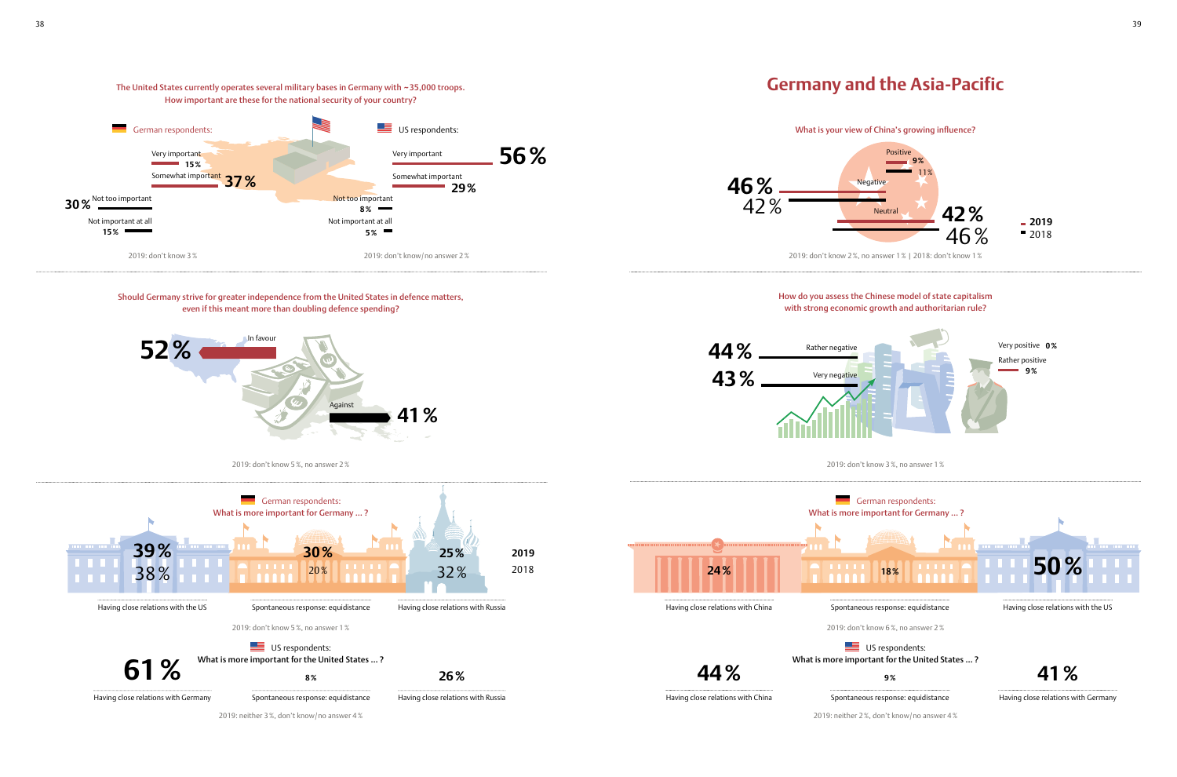The United States currently operates several military bases in Germany with ~35,000 troops. How important are these for the national security of your country?

German respondents:

Very important 15 %

Somewhat important 37 %

30 % Not too important

Not important at all 15 %

2019: don't know 3 %

US respondents:

Very important 56 %

Somewhat important 29 %

Not too important 8 %

Not important at all 5 %

2019: don't know/no answer 2 %

Should Germany strive for greater independence from the United States in defence matters, even if this meant more than doubling defence spending?

52 % In favour

Against 41 %

2019: don't know 5 %, no answer 2 %

German respondents:
What is more important for Germany … ?

39 % / 38 % Having close relations with the US

30 % / 20 % Spontaneous response: equidistance

25 % / 32 % Having close relations with Russia

2019
2018

2019: don't know 5 %, no answer 1 %

US respondents:
What is more important for the United States … ?

61 % Having close relations with Germany

8 % Spontaneous response: equidistance

26 % Having close relations with Russia

2019: neither 3 %, don't know/no answer 4 %

# Germany and the Asia-Pacific

What is your view of China's growing influence?

Positive 9 % / 11 %

Negative 46 % / 42 %

Neutral 42 % / 46 %

2019
2018

2019: don't know 2 %, no answer 1 % | 2018: don't know 1 %

How do you assess the Chinese model of state capitalism with strong economic growth and authoritarian rule?

44 % Rather negative

43 % Very negative

Very positive 0 %

Rather positive 9 %

2019: don't know 3 %, no answer 1 %

German respondents:
What is more important for Germany … ?

24 % Having close relations with China

18 % Spontaneous response: equidistance

50 % Having close relations with the US

2019: don't know 6 %, no answer 2 %

US respondents:
What is more important for the United States … ?

44 % Having close relations with China

9 % Spontaneous response: equidistance

41 % Having close relations with Germany

2019: neither 2 %, don't know/no answer 4 %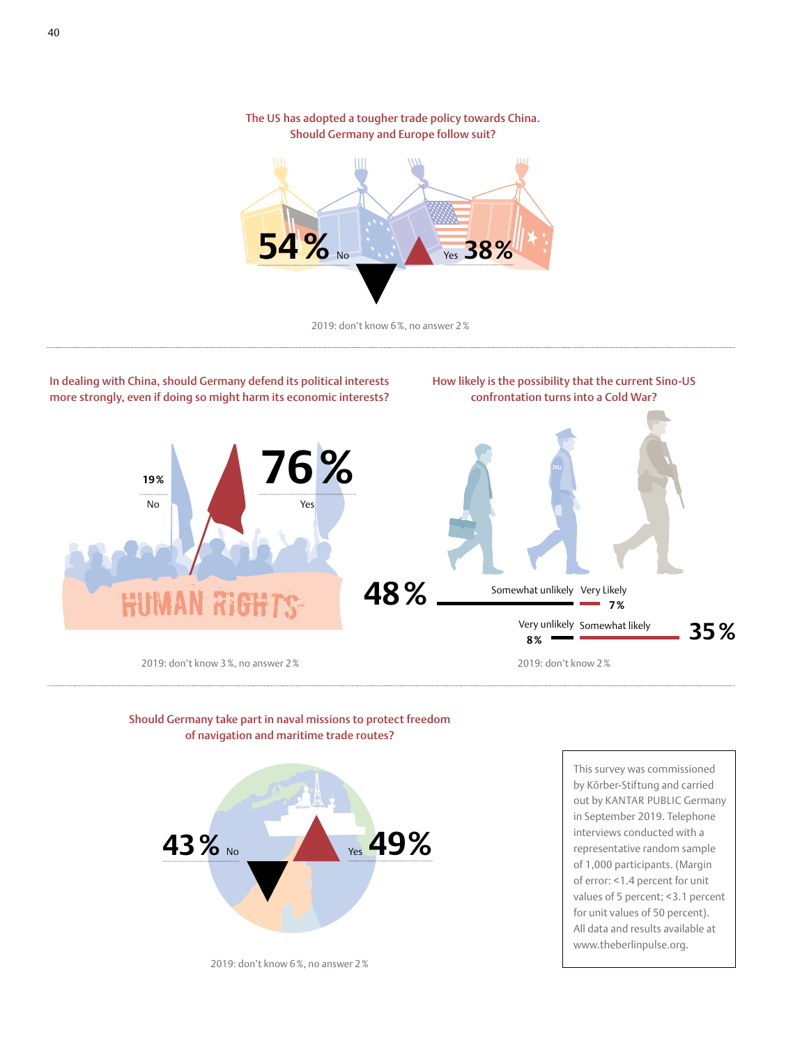The US has adopted a tougher trade policy towards China. Should Germany and Europe follow suit?

54 % No

Yes 38 %

2019: don't know 6 %, no answer 2 %

In dealing with China, should Germany defend its political interests more strongly, even if doing so might harm its economic interests?

19 %

No

76 %

Yes

HUMAN RIGHTS

2019: don't know 3 %, no answer 2 %

How likely is the possibility that the current Sino-US confrontation turns into a Cold War?

48 %

Somewhat unlikely

Very Likely

7 %

Very unlikely

8 %

Somewhat likely

35 %

2019: don't know 2 %

Should Germany take part in naval missions to protect freedom of navigation and maritime trade routes?

43 % No

Yes 49 %

2019: don't know 6 %, no answer 2 %

This survey was commissioned by Körber-Stiftung and carried out by KANTAR PUBLIC Germany in September 2019. Telephone interviews conducted with a representative random sample of 1,000 participants. (Margin of error: <1.4 percent for unit values of 5 percent; <3.1 percent for unit values of 50 percent). All data and results available at www.theberlinpulse.org.